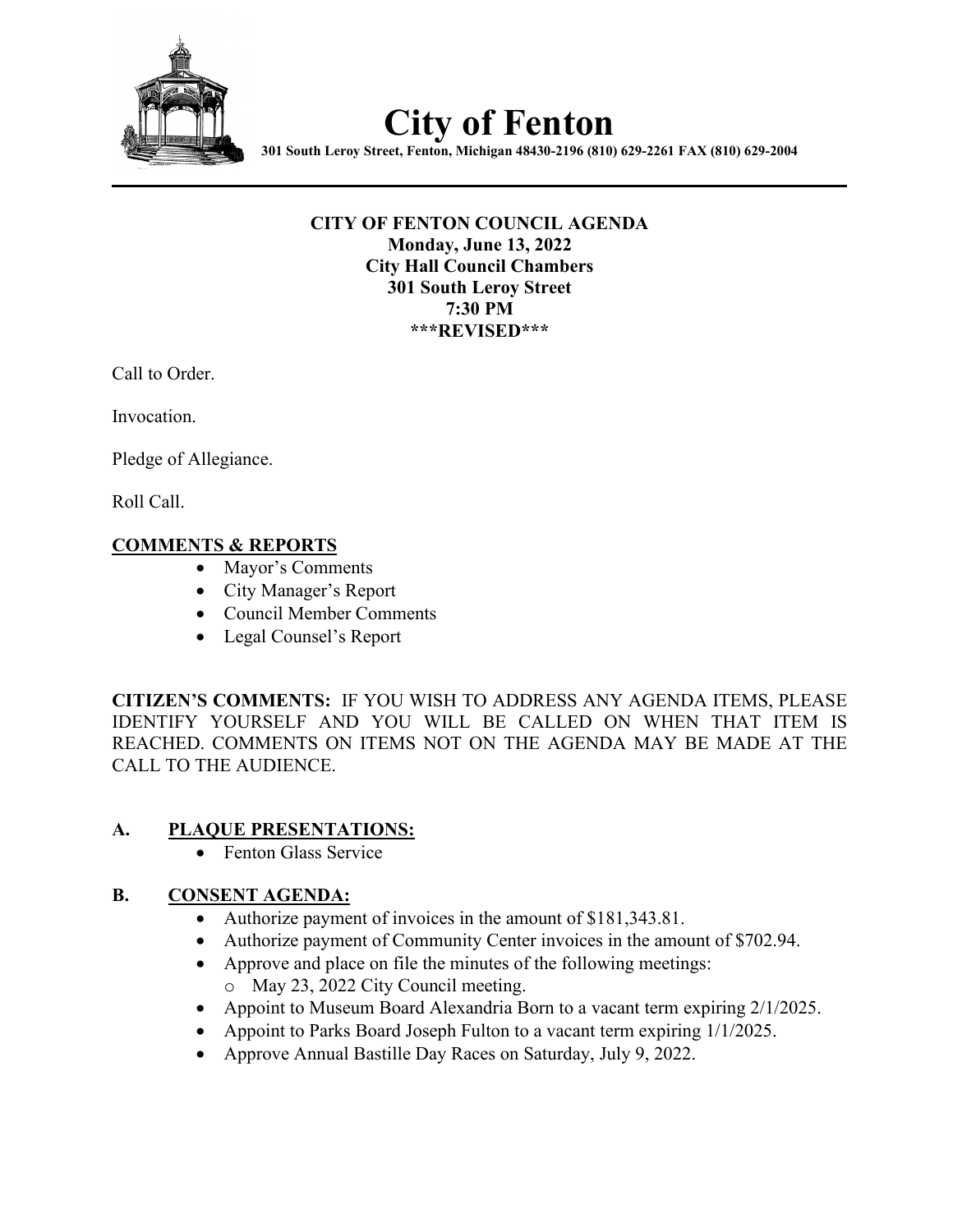# City of Fenton

**301 South Leroy Street, Fenton, Michigan 48430-2196 (810) 629-2261 FAX (810) 629-2004**

---

**CITY OF FENTON COUNCIL AGENDA**
**Monday, June 13, 2022**
**City Hall Council Chambers**
**301 South Leroy Street**
**7:30 PM**
**\*\*\*REVISED\*\*\***

Call to Order.

Invocation.

Pledge of Allegiance.

Roll Call.

## COMMENTS & REPORTS

- Mayor's Comments
- City Manager's Report
- Council Member Comments
- Legal Counsel's Report

**CITIZEN'S COMMENTS:** IF YOU WISH TO ADDRESS ANY AGENDA ITEMS, PLEASE IDENTIFY YOURSELF AND YOU WILL BE CALLED ON WHEN THAT ITEM IS REACHED. COMMENTS ON ITEMS NOT ON THE AGENDA MAY BE MADE AT THE CALL TO THE AUDIENCE.

## A. PLAQUE PRESENTATIONS:

- Fenton Glass Service

## B. CONSENT AGENDA:

- Authorize payment of invoices in the amount of $181,343.81.
- Authorize payment of Community Center invoices in the amount of $702.94.
- Approve and place on file the minutes of the following meetings:
  - May 23, 2022 City Council meeting.
- Appoint to Museum Board Alexandria Born to a vacant term expiring 2/1/2025.
- Appoint to Parks Board Joseph Fulton to a vacant term expiring 1/1/2025.
- Approve Annual Bastille Day Races on Saturday, July 9, 2022.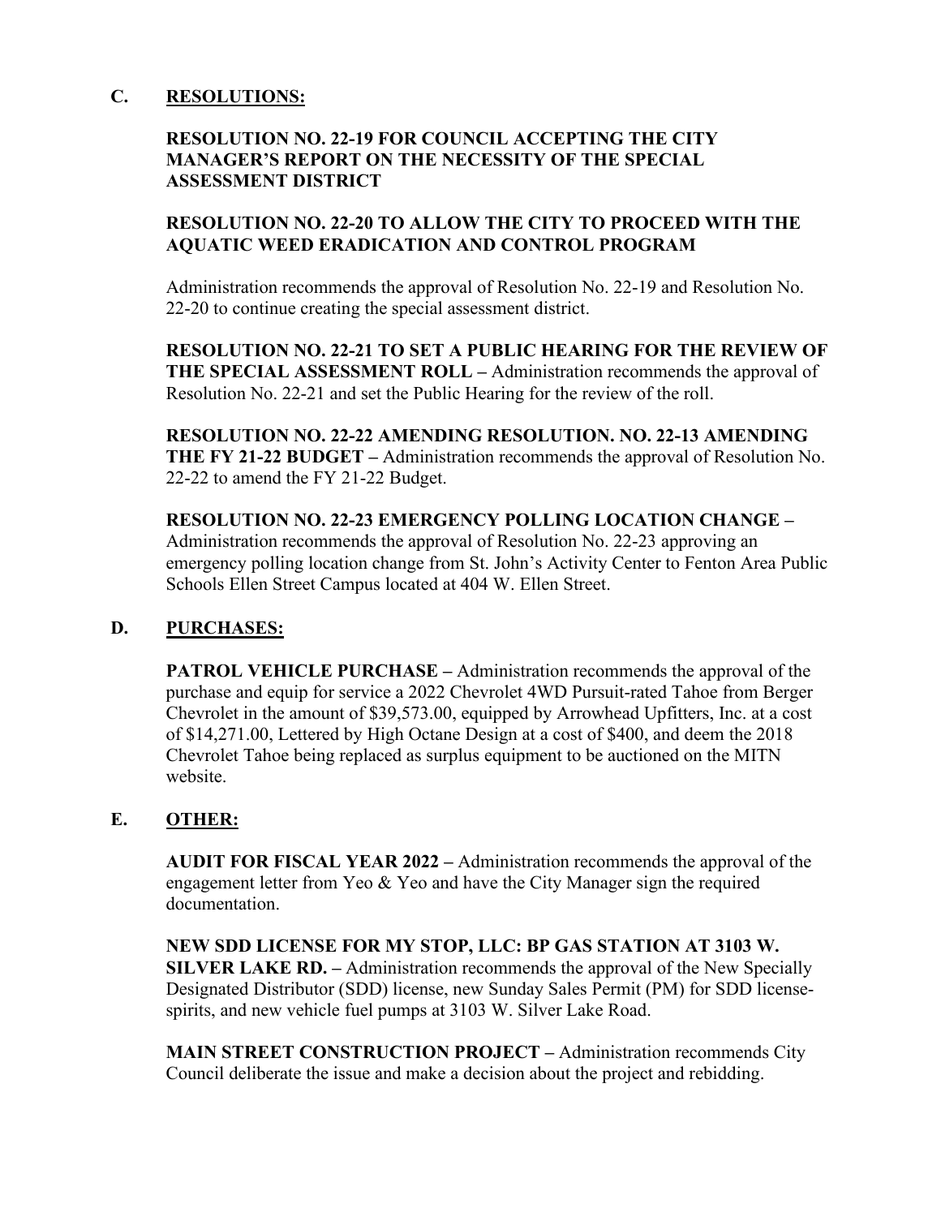## C. RESOLUTIONS:

**RESOLUTION NO. 22-19 FOR COUNCIL ACCEPTING THE CITY MANAGER'S REPORT ON THE NECESSITY OF THE SPECIAL ASSESSMENT DISTRICT**

**RESOLUTION NO. 22-20 TO ALLOW THE CITY TO PROCEED WITH THE AQUATIC WEED ERADICATION AND CONTROL PROGRAM**

Administration recommends the approval of Resolution No. 22-19 and Resolution No. 22-20 to continue creating the special assessment district.

**RESOLUTION NO. 22-21 TO SET A PUBLIC HEARING FOR THE REVIEW OF THE SPECIAL ASSESSMENT ROLL –** Administration recommends the approval of Resolution No. 22-21 and set the Public Hearing for the review of the roll.

**RESOLUTION NO. 22-22 AMENDING RESOLUTION. NO. 22-13 AMENDING THE FY 21-22 BUDGET –** Administration recommends the approval of Resolution No. 22-22 to amend the FY 21-22 Budget.

**RESOLUTION NO. 22-23 EMERGENCY POLLING LOCATION CHANGE –** Administration recommends the approval of Resolution No. 22-23 approving an emergency polling location change from St. John's Activity Center to Fenton Area Public Schools Ellen Street Campus located at 404 W. Ellen Street.

## D. PURCHASES:

**PATROL VEHICLE PURCHASE –** Administration recommends the approval of the purchase and equip for service a 2022 Chevrolet 4WD Pursuit-rated Tahoe from Berger Chevrolet in the amount of $39,573.00, equipped by Arrowhead Upfitters, Inc. at a cost of $14,271.00, Lettered by High Octane Design at a cost of $400, and deem the 2018 Chevrolet Tahoe being replaced as surplus equipment to be auctioned on the MITN website.

## E. OTHER:

**AUDIT FOR FISCAL YEAR 2022 –** Administration recommends the approval of the engagement letter from Yeo & Yeo and have the City Manager sign the required documentation.

**NEW SDD LICENSE FOR MY STOP, LLC: BP GAS STATION AT 3103 W. SILVER LAKE RD. –** Administration recommends the approval of the New Specially Designated Distributor (SDD) license, new Sunday Sales Permit (PM) for SDD license-spirits, and new vehicle fuel pumps at 3103 W. Silver Lake Road.

**MAIN STREET CONSTRUCTION PROJECT –** Administration recommends City Council deliberate the issue and make a decision about the project and rebidding.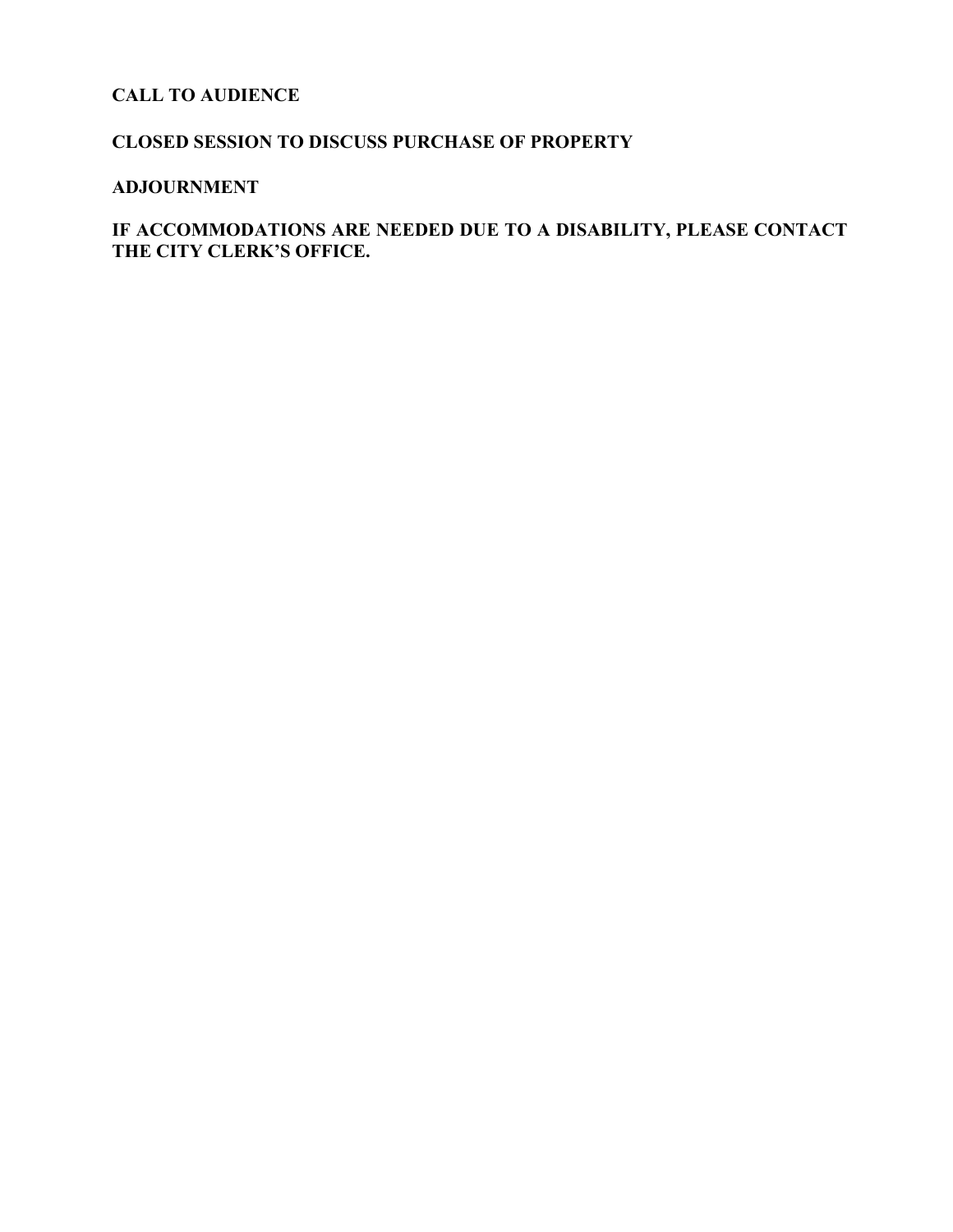**CALL TO AUDIENCE**

**CLOSED SESSION TO DISCUSS PURCHASE OF PROPERTY**

**ADJOURNMENT**

**IF ACCOMMODATIONS ARE NEEDED DUE TO A DISABILITY, PLEASE CONTACT THE CITY CLERK'S OFFICE.**